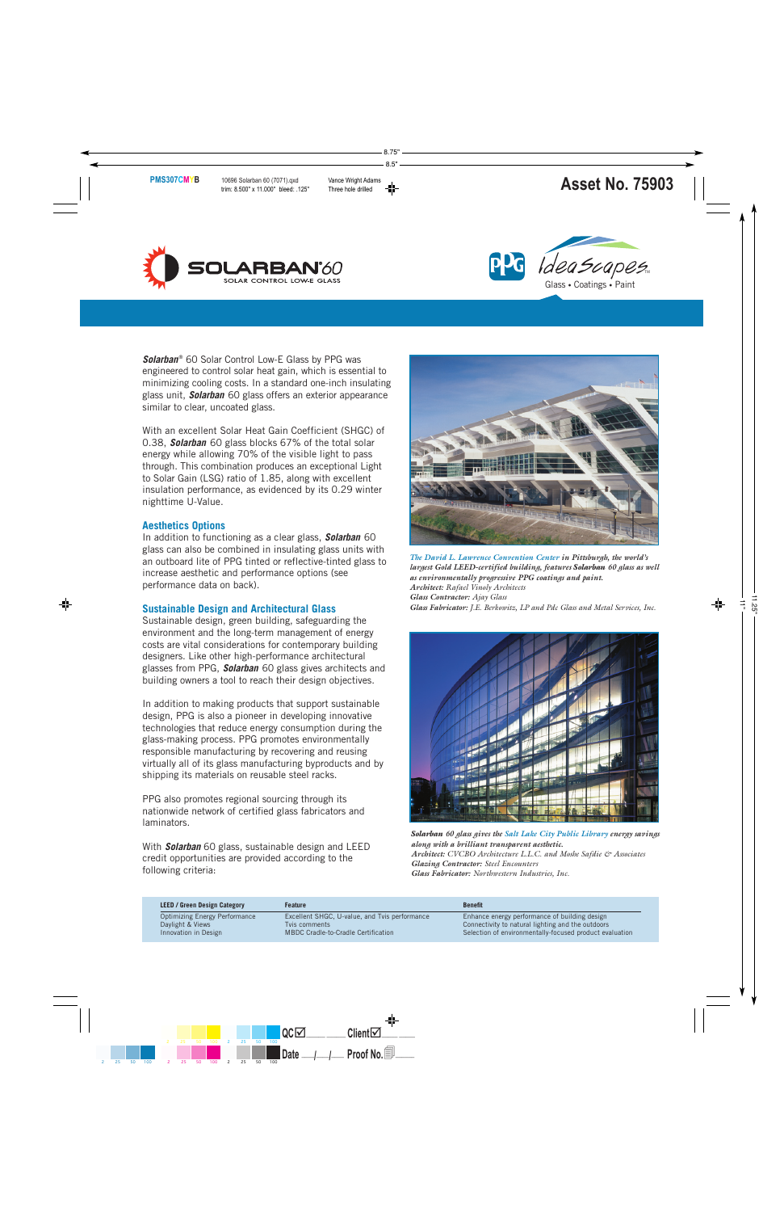**Solarban**® 60 Solar Control Low-E Glass by PPG was engineered to control solar heat gain, which is essential to minimizing cooling costs. In a standard one-inch insulating glass unit, **Solarban** 60 glass offers an exterior appearance similar to clear, uncoated glass.

With an excellent Solar Heat Gain Coefficient (SHGC) of 0.38, **Solarban** 60 glass blocks 67% of the total solar energy while allowing 70% of the visible light to pass through. This combination produces an exceptional Light to Solar Gain (LSG) ratio of 1.85, along with excellent insulation performance, as evidenced by its 0.29 winter nighttime U-Value.

## Aesthetics Options

In addition to functioning as a clear glass, **Solarban** 60 glass can also be combined in insulating glass units with an outboard lite of PPG tinted or reflective-tinted glass to increase aesthetic and performance options (see performance data on back).

## Sustainable Design and Architectural Glass

Sustainable design, green building, safeguarding the environment and the long-term management of energy costs are vital considerations for contemporary building designers. Like other high-performance architectural glasses from PPG, **Solarban** 60 glass gives architects and building owners a tool to reach their design objectives.

In addition to making products that support sustainable design, PPG is also a pioneer in developing innovative technologies that reduce energy consumption during the glass-making process. PPG promotes environmentally responsible manufacturing by recovering and reusing virtually all of its glass manufacturing byproducts and by shipping its materials on reusable steel racks.

PPG also promotes regional sourcing through its nationwide network of certified glass fabricators and laminators.

With **Solarban** 60 glass, sustainable design and LEED credit opportunities are provided according to the following criteria:

*The David L. Lawrence Convention Center in Pittsburgh, the world's largest Gold LEED-certified building, features **Solarban** 60 glass as well as environmentally progressive PPG coatings and paint.*
***Architect:*** *Rafael Viñoly Architects*
***Glass Contractor:*** *Ajay Glass*
***Glass Fabricator:*** *J.E. Berkowitz, LP and Pdc Glass and Metal Services, Inc.*

***Solarban** 60 glass gives the Salt Lake City Public Library energy savings along with a brilliant transparent aesthetic.*
***Architect:*** *CVCBO Architecture L.L.C. and Moshe Safdie & Associates*
***Glazing Contractor:*** *Steel Encounters*
***Glass Fabricator:*** *Northwestern Industries, Inc.*

| LEED / Green Design Category | Feature | Benefit |
|---|---|---|
| Optimizing Energy Performance | Excellent SHGC, U-value, and Tvis performance | Enhance energy performance of building design |
| Daylight & Views | Tvis comments | Connectivity to natural lighting and the outdoors |
| Innovation in Design | MBDC Cradle-to-Cradle Certification | Selection of environmentally-focused product evaluation |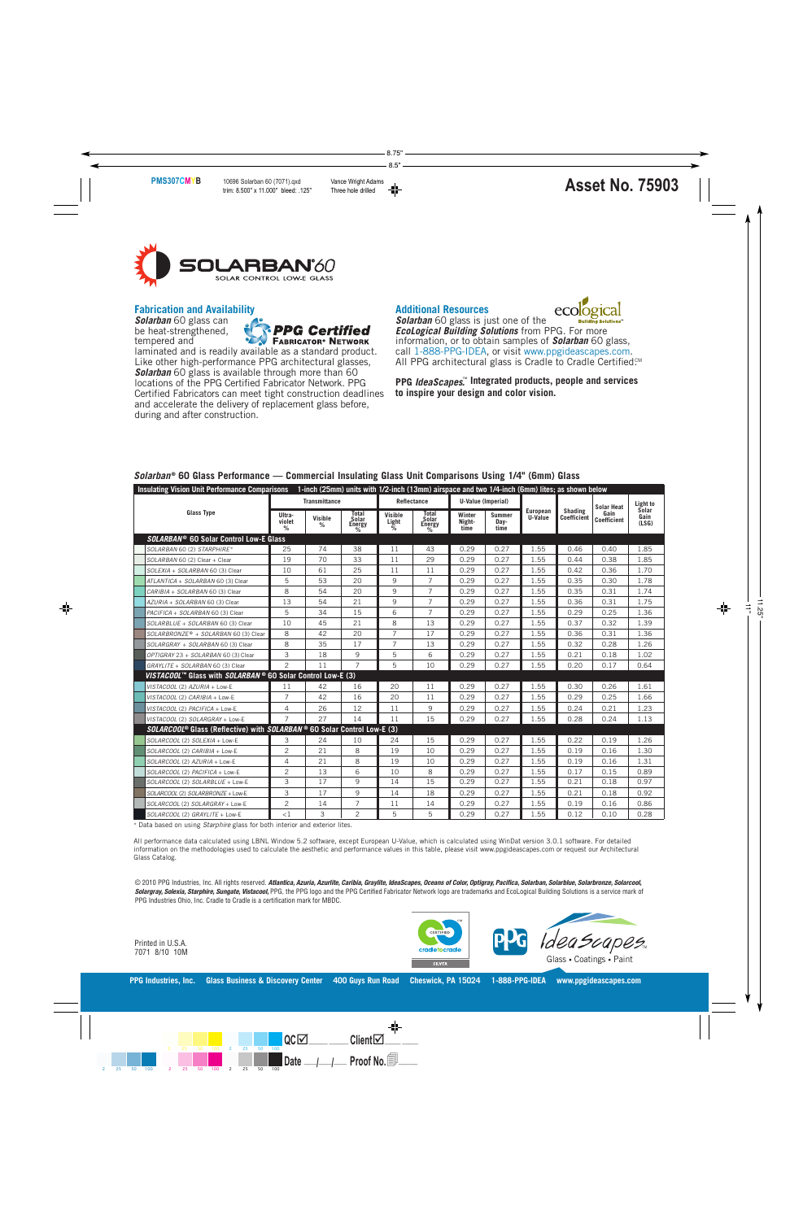# SOLARBAN® 60

SOLAR CONTROL LOW-E GLASS

## Fabrication and Availability

*Solarban* 60 glass can be heat-strengthened, tempered and laminated and is readily available as a standard product. Like other high-performance PPG architectural glasses, *Solarban* 60 glass is available through more than 60 locations of the PPG Certified Fabricator Network. PPG Certified Fabricators can meet tight construction deadlines and accelerate the delivery of replacement glass before, during and after construction.

PPG Certified Fabricator® Network

## Additional Resources

*Solarban* 60 glass is just one of the ***EcoLogical Building Solutions*** from PPG. For more information, or to obtain samples of *Solarban* 60 glass, call 1-888-PPG-IDEA, or visit www.ppgideascapes.com. All PPG architectural glass is Cradle to Cradle Certified.CM

**PPG *IdeaScapes*.™ Integrated products, people and services to inspire your design and color vision.**

## *Solarban*® 60 Glass Performance — Commercial Insulating Glass Unit Comparisons Using 1/4" (6mm) Glass

**Insulating Vision Unit Performance Comparisons** 1-inch (25mm) units with 1/2-inch (13mm) airspace and two 1/4-inch (6mm) lites; as shown below

| Glass Type | Transmittance | | | Reflectance | | U-Value (Imperial) | | European U-Value | Shading Coefficient | Solar Heat Gain Coefficient | Light to Solar Gain (LSG) |
|---|---|---|---|---|---|---|---|---|---|---|---|
| | Ultra-violet % | Visible % | Total Solar Energy % | Visible Light % | Total Solar Energy % | Winter Night-time | Summer Day-time | | | | |
| ***SOLARBAN® 60 Solar Control Low-E Glass*** | | | | | | | | | | | |
| *SOLARBAN 60 (2) STARPHIRE** | 25 | 74 | 38 | 11 | 43 | 0.29 | 0.27 | 1.55 | 0.46 | 0.40 | 1.85 |
| *SOLARBAN 60 (2)* Clear + Clear | 19 | 70 | 33 | 11 | 29 | 0.29 | 0.27 | 1.55 | 0.44 | 0.38 | 1.85 |
| *SOLEXIA + SOLARBAN 60* (3) Clear | 10 | 61 | 25 | 11 | 11 | 0.29 | 0.27 | 1.55 | 0.42 | 0.36 | 1.70 |
| *ATLANTICA + SOLARBAN 60* (3) Clear | 5 | 53 | 20 | 9 | 7 | 0.29 | 0.27 | 1.55 | 0.35 | 0.30 | 1.78 |
| *CARIBIA + SOLARBAN 60* (3) Clear | 8 | 54 | 20 | 9 | 7 | 0.29 | 0.27 | 1.55 | 0.35 | 0.31 | 1.74 |
| *AZURIA + SOLARBAN 60* (3) Clear | 13 | 54 | 21 | 9 | 7 | 0.29 | 0.27 | 1.55 | 0.36 | 0.31 | 1.75 |
| *PACIFICA + SOLARBAN 60* (3) Clear | 5 | 34 | 15 | 6 | 7 | 0.29 | 0.27 | 1.55 | 0.29 | 0.25 | 1.36 |
| *SOLARBLUE + SOLARBAN 60* (3) Clear | 10 | 45 | 21 | 8 | 13 | 0.29 | 0.27 | 1.55 | 0.37 | 0.32 | 1.39 |
| *SOLARBRONZE® + SOLARBAN 60* (3) Clear | 8 | 42 | 20 | 7 | 17 | 0.29 | 0.27 | 1.55 | 0.36 | 0.31 | 1.36 |
| *SOLARGRAY + SOLARBAN 60* (3) Clear | 8 | 35 | 17 | 7 | 13 | 0.29 | 0.27 | 1.55 | 0.32 | 0.28 | 1.26 |
| *OPTIGRAY 23 + SOLARBAN 60* (3) Clear | 3 | 18 | 9 | 5 | 6 | 0.29 | 0.27 | 1.55 | 0.21 | 0.18 | 1.02 |
| *GRAYLITE + SOLARBAN 60* (3) Clear | 2 | 11 | 7 | 5 | 10 | 0.29 | 0.27 | 1.55 | 0.20 | 0.17 | 0.64 |
| ***VISTACOOL™ Glass with SOLARBAN® 60 Solar Control Low-E (3)*** | | | | | | | | | | | |
| *VISTACOOL (2) AZURIA* + Low-E | 11 | 42 | 16 | 20 | 11 | 0.29 | 0.27 | 1.55 | 0.30 | 0.26 | 1.61 |
| *VISTACOOL (2) CARIBIA* + Low-E | 7 | 42 | 16 | 20 | 11 | 0.29 | 0.27 | 1.55 | 0.29 | 0.25 | 1.66 |
| *VISTACOOL (2) PACIFICA* + Low-E | 4 | 26 | 12 | 11 | 9 | 0.29 | 0.27 | 1.55 | 0.24 | 0.21 | 1.23 |
| *VISTACOOL (2) SOLARGRAY* + Low-E | 7 | 27 | 14 | 11 | 15 | 0.29 | 0.27 | 1.55 | 0.28 | 0.24 | 1.13 |
| ***SOLARCOOL® Glass (Reflective) with SOLARBAN® 60 Solar Control Low-E (3)*** | | | | | | | | | | | |
| *SOLARCOOL (2) SOLEXIA* + Low-E | 3 | 24 | 10 | 24 | 15 | 0.29 | 0.27 | 1.55 | 0.22 | 0.19 | 1.26 |
| *SOLARCOOL (2) CARIBIA* + Low-E | 2 | 21 | 8 | 19 | 10 | 0.29 | 0.27 | 1.55 | 0.19 | 0.16 | 1.30 |
| *SOLARCOOL (2) AZURIA* + Low-E | 4 | 21 | 8 | 19 | 10 | 0.29 | 0.27 | 1.55 | 0.19 | 0.16 | 1.31 |
| *SOLARCOOL (2) PACIFICA* + Low-E | 2 | 13 | 6 | 10 | 8 | 0.29 | 0.27 | 1.55 | 0.17 | 0.15 | 0.89 |
| *SOLARCOOL (2) SOLARBLUE* + Low-E | 3 | 17 | 9 | 14 | 15 | 0.29 | 0.27 | 1.55 | 0.21 | 0.18 | 0.97 |
| *SOLARCOOL (2) SOLARBRONZE* + Low-E | 3 | 17 | 9 | 14 | 18 | 0.29 | 0.27 | 1.55 | 0.21 | 0.18 | 0.92 |
| *SOLARCOOL (2) SOLARGRAY* + Low-E | 2 | 14 | 7 | 11 | 14 | 0.29 | 0.27 | 1.55 | 0.19 | 0.16 | 0.86 |
| *SOLARCOOL (2) GRAYLITE* + Low-E | <1 | 3 | 2 | 5 | 5 | 0.29 | 0.27 | 1.55 | 0.12 | 0.10 | 0.28 |

* Data based on using *Starphire* glass for both interior and exterior lites.

All performance data calculated using LBNL Window 5.2 software, except European U-Value, which is calculated using WinDat version 3.0.1 software. For detailed information on the methodologies used to calculate the aesthetic and performance values in this table, please visit www.ppgideascapes.com or request our Architectural Glass Catalog.

© 2010 PPG Industries, Inc. All rights reserved. ***Atlantica, Azuria, Azurlite, Caribia, Graylite, IdeaScapes, Oceans of Color, Optigray, Pacifica, Solarban, Solarblue, Solarbronze, Solarcool, Solargray, Solexia, Starphire, Sungate, Vistacool***, PPG, the PPG logo and the PPG Certified Fabricator Network logo are trademarks and EcoLogical Building Solutions is a service mark of PPG Industries Ohio, Inc. Cradle to Cradle is a certification mark for MBDC.

Printed in U.S.A.
7071 8/10 10M

IdeaScapes™ Glass • Coatings • Paint

PPG Industries, Inc. Glass Business & Discovery Center 400 Guys Run Road Cheswick, PA 15024 1-888-PPG-IDEA www.ppgideascapes.com